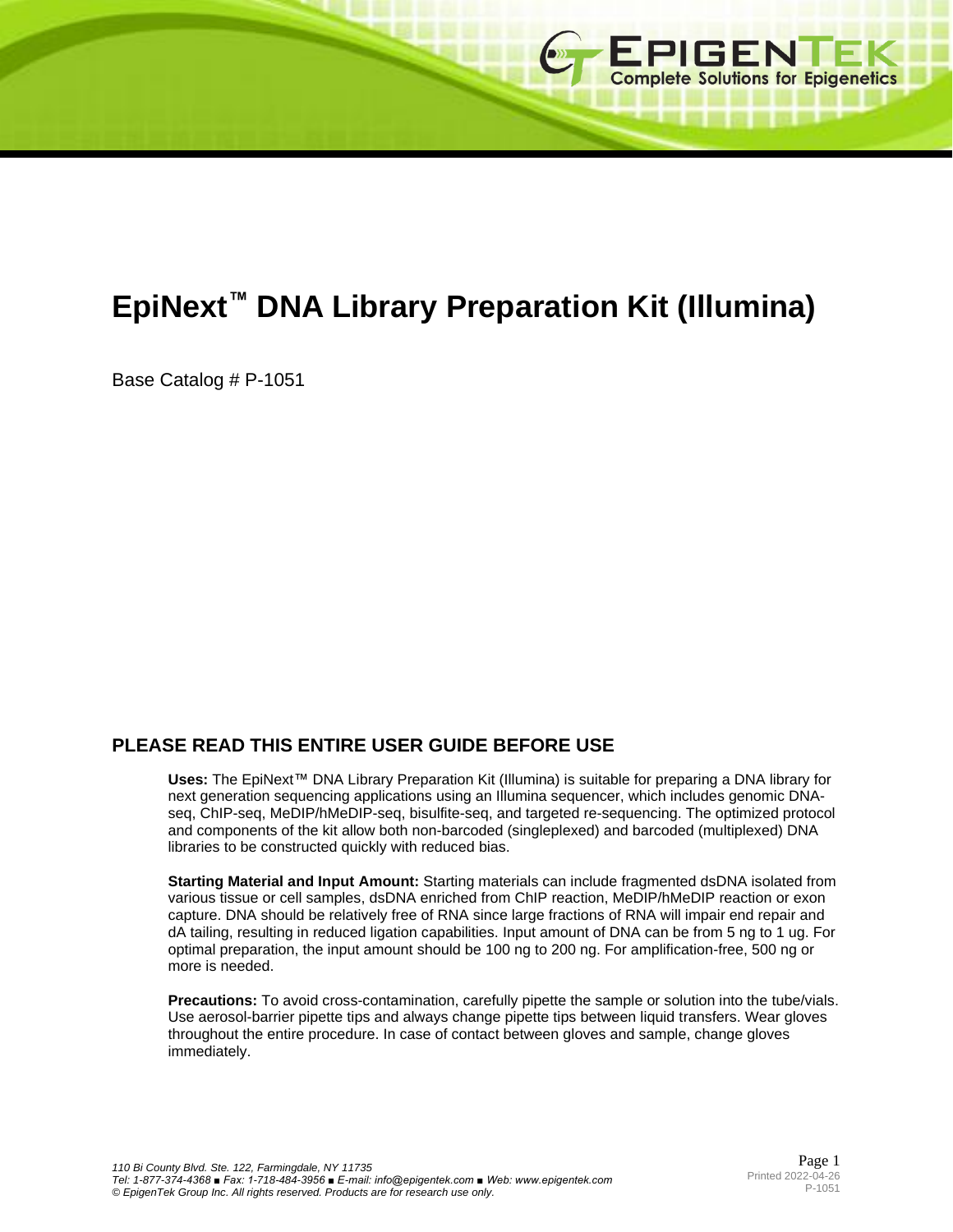# EpiNext™ DNA Library Preparation Kit (Illumina)

Base Catalog # P-1051

## PLEASE READ THIS ENTIRE USER GUIDE BEFORE USE

**Uses:** The EpiNext™ DNA Library Preparation Kit (Illumina) is suitable for preparing a DNA library for next generation sequencing applications using an Illumina sequencer, which includes genomic DNA-seq, ChIP-seq, MeDIP/hMeDIP-seq, bisulfite-seq, and targeted re-sequencing. The optimized protocol and components of the kit allow both non-barcoded (singleplexed) and barcoded (multiplexed) DNA libraries to be constructed quickly with reduced bias.

**Starting Material and Input Amount:** Starting materials can include fragmented dsDNA isolated from various tissue or cell samples, dsDNA enriched from ChIP reaction, MeDIP/hMeDIP reaction or exon capture. DNA should be relatively free of RNA since large fractions of RNA will impair end repair and dA tailing, resulting in reduced ligation capabilities. Input amount of DNA can be from 5 ng to 1 ug. For optimal preparation, the input amount should be 100 ng to 200 ng. For amplification-free, 500 ng or more is needed.

**Precautions:** To avoid cross-contamination, carefully pipette the sample or solution into the tube/vials. Use aerosol-barrier pipette tips and always change pipette tips between liquid transfers. Wear gloves throughout the entire procedure. In case of contact between gloves and sample, change gloves immediately.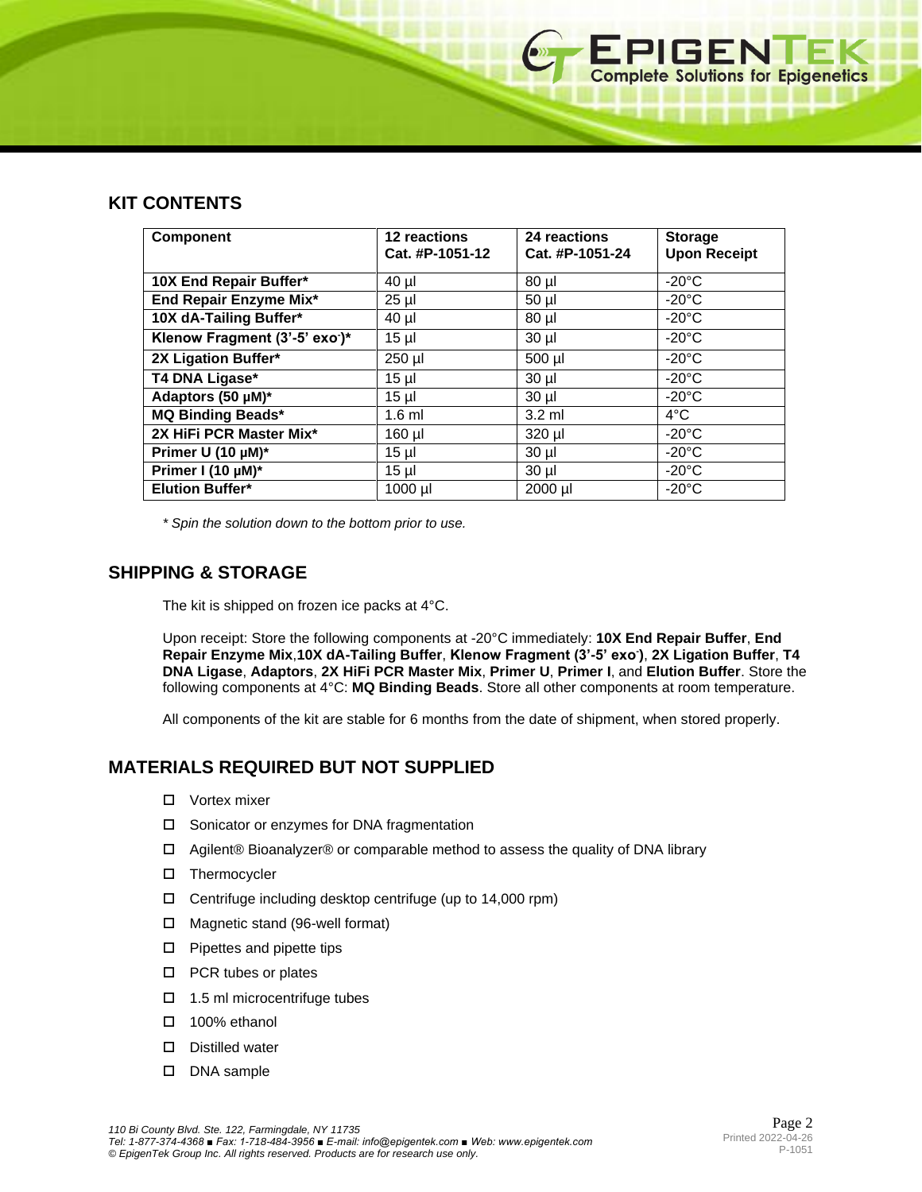## KIT CONTENTS

| Component | 12 reactions Cat. #P-1051-12 | 24 reactions Cat. #P-1051-24 | Storage Upon Receipt |
|---|---|---|---|
| **10X End Repair Buffer*** | 40 µl | 80 µl | -20°C |
| **End Repair Enzyme Mix*** | 25 µl | 50 µl | -20°C |
| **10X dA-Tailing Buffer*** | 40 µl | 80 µl | -20°C |
| **Klenow Fragment (3'-5' exo-)*** | 15 µl | 30 µl | -20°C |
| **2X Ligation Buffer*** | 250 µl | 500 µl | -20°C |
| **T4 DNA Ligase*** | 15 µl | 30 µl | -20°C |
| **Adaptors (50 µM)*** | 15 µl | 30 µl | -20°C |
| **MQ Binding Beads*** | 1.6 ml | 3.2 ml | 4°C |
| **2X HiFi PCR Master Mix*** | 160 µl | 320 µl | -20°C |
| **Primer U (10 µM)*** | 15 µl | 30 µl | -20°C |
| **Primer I (10 µM)*** | 15 µl | 30 µl | -20°C |
| **Elution Buffer*** | 1000 µl | 2000 µl | -20°C |

*\* Spin the solution down to the bottom prior to use.*

## SHIPPING & STORAGE

The kit is shipped on frozen ice packs at 4°C.

Upon receipt: Store the following components at -20°C immediately: **10X End Repair Buffer**, **End Repair Enzyme Mix**,**10X dA-Tailing Buffer**, **Klenow Fragment (3'-5' exo-)**, **2X Ligation Buffer**, **T4 DNA Ligase**, **Adaptors**, **2X HiFi PCR Master Mix**, **Primer U**, **Primer I**, and **Elution Buffer**. Store the following components at 4°C: **MQ Binding Beads**. Store all other components at room temperature.

All components of the kit are stable for 6 months from the date of shipment, when stored properly.

## MATERIALS REQUIRED BUT NOT SUPPLIED

- ☐ Vortex mixer
- ☐ Sonicator or enzymes for DNA fragmentation
- ☐ Agilent® Bioanalyzer® or comparable method to assess the quality of DNA library
- ☐ Thermocycler
- ☐ Centrifuge including desktop centrifuge (up to 14,000 rpm)
- ☐ Magnetic stand (96-well format)
- ☐ Pipettes and pipette tips
- ☐ PCR tubes or plates
- ☐ 1.5 ml microcentrifuge tubes
- ☐ 100% ethanol
- ☐ Distilled water
- ☐ DNA sample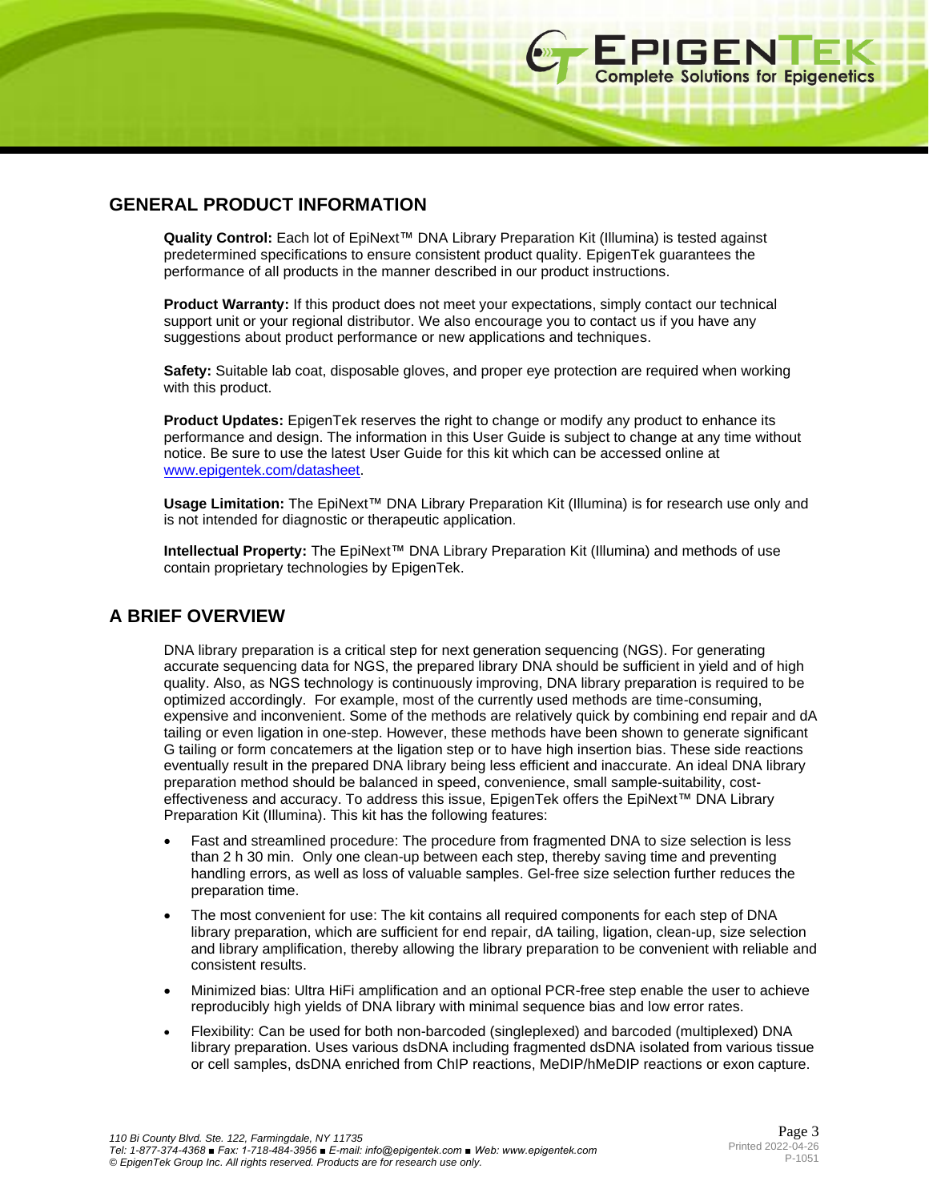## GENERAL PRODUCT INFORMATION

**Quality Control:** Each lot of EpiNext™ DNA Library Preparation Kit (Illumina) is tested against predetermined specifications to ensure consistent product quality. EpigenTek guarantees the performance of all products in the manner described in our product instructions.

**Product Warranty:** If this product does not meet your expectations, simply contact our technical support unit or your regional distributor. We also encourage you to contact us if you have any suggestions about product performance or new applications and techniques.

**Safety:** Suitable lab coat, disposable gloves, and proper eye protection are required when working with this product.

**Product Updates:** EpigenTek reserves the right to change or modify any product to enhance its performance and design. The information in this User Guide is subject to change at any time without notice. Be sure to use the latest User Guide for this kit which can be accessed online at www.epigentek.com/datasheet.

**Usage Limitation:** The EpiNext™ DNA Library Preparation Kit (Illumina) is for research use only and is not intended for diagnostic or therapeutic application.

**Intellectual Property:** The EpiNext™ DNA Library Preparation Kit (Illumina) and methods of use contain proprietary technologies by EpigenTek.

## A BRIEF OVERVIEW

DNA library preparation is a critical step for next generation sequencing (NGS). For generating accurate sequencing data for NGS, the prepared library DNA should be sufficient in yield and of high quality. Also, as NGS technology is continuously improving, DNA library preparation is required to be optimized accordingly. For example, most of the currently used methods are time-consuming, expensive and inconvenient. Some of the methods are relatively quick by combining end repair and dA tailing or even ligation in one-step. However, these methods have been shown to generate significant G tailing or form concatemers at the ligation step or to have high insertion bias. These side reactions eventually result in the prepared DNA library being less efficient and inaccurate. An ideal DNA library preparation method should be balanced in speed, convenience, small sample-suitability, cost-effectiveness and accuracy. To address this issue, EpigenTek offers the EpiNext™ DNA Library Preparation Kit (Illumina). This kit has the following features:

- Fast and streamlined procedure: The procedure from fragmented DNA to size selection is less than 2 h 30 min. Only one clean-up between each step, thereby saving time and preventing handling errors, as well as loss of valuable samples. Gel-free size selection further reduces the preparation time.
- The most convenient for use: The kit contains all required components for each step of DNA library preparation, which are sufficient for end repair, dA tailing, ligation, clean-up, size selection and library amplification, thereby allowing the library preparation to be convenient with reliable and consistent results.
- Minimized bias: Ultra HiFi amplification and an optional PCR-free step enable the user to achieve reproducibly high yields of DNA library with minimal sequence bias and low error rates.
- Flexibility: Can be used for both non-barcoded (singleplexed) and barcoded (multiplexed) DNA library preparation. Uses various dsDNA including fragmented dsDNA isolated from various tissue or cell samples, dsDNA enriched from ChIP reactions, MeDIP/hMeDIP reactions or exon capture.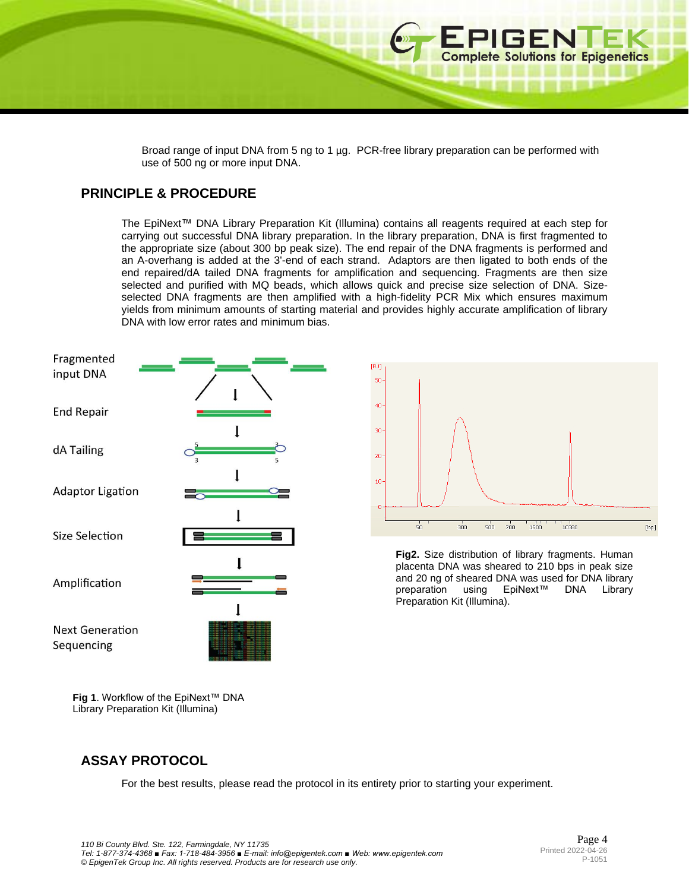Broad range of input DNA from 5 ng to 1 µg.  PCR-free library preparation can be performed with use of 500 ng or more input DNA.

## PRINCIPLE & PROCEDURE

The EpiNext™ DNA Library Preparation Kit (Illumina) contains all reagents required at each step for carrying out successful DNA library preparation. In the library preparation, DNA is first fragmented to the appropriate size (about 300 bp peak size). The end repair of the DNA fragments is performed and an A-overhang is added at the 3'-end of each strand.  Adaptors are then ligated to both ends of the end repaired/dA tailed DNA fragments for amplification and sequencing. Fragments are then size selected and purified with MQ beads, which allows quick and precise size selection of DNA. Size-selected DNA fragments are then amplified with a high-fidelity PCR Mix which ensures maximum yields from minimum amounts of starting material and provides highly accurate amplification of library DNA with low error rates and minimum bias.

Fragmented input DNA → End Repair → dA Tailing → Adaptor Ligation → Size Selection → Amplification → Next Generation Sequencing

**Fig 1**. Workflow of the EpiNext™ DNA Library Preparation Kit (Illumina)

**Fig2.** Size distribution of library fragments. Human placenta DNA was sheared to 210 bps in peak size and 20 ng of sheared DNA was used for DNA library preparation using EpiNext™ DNA Library Preparation Kit (Illumina).

## ASSAY PROTOCOL

For the best results, please read the protocol in its entirety prior to starting your experiment.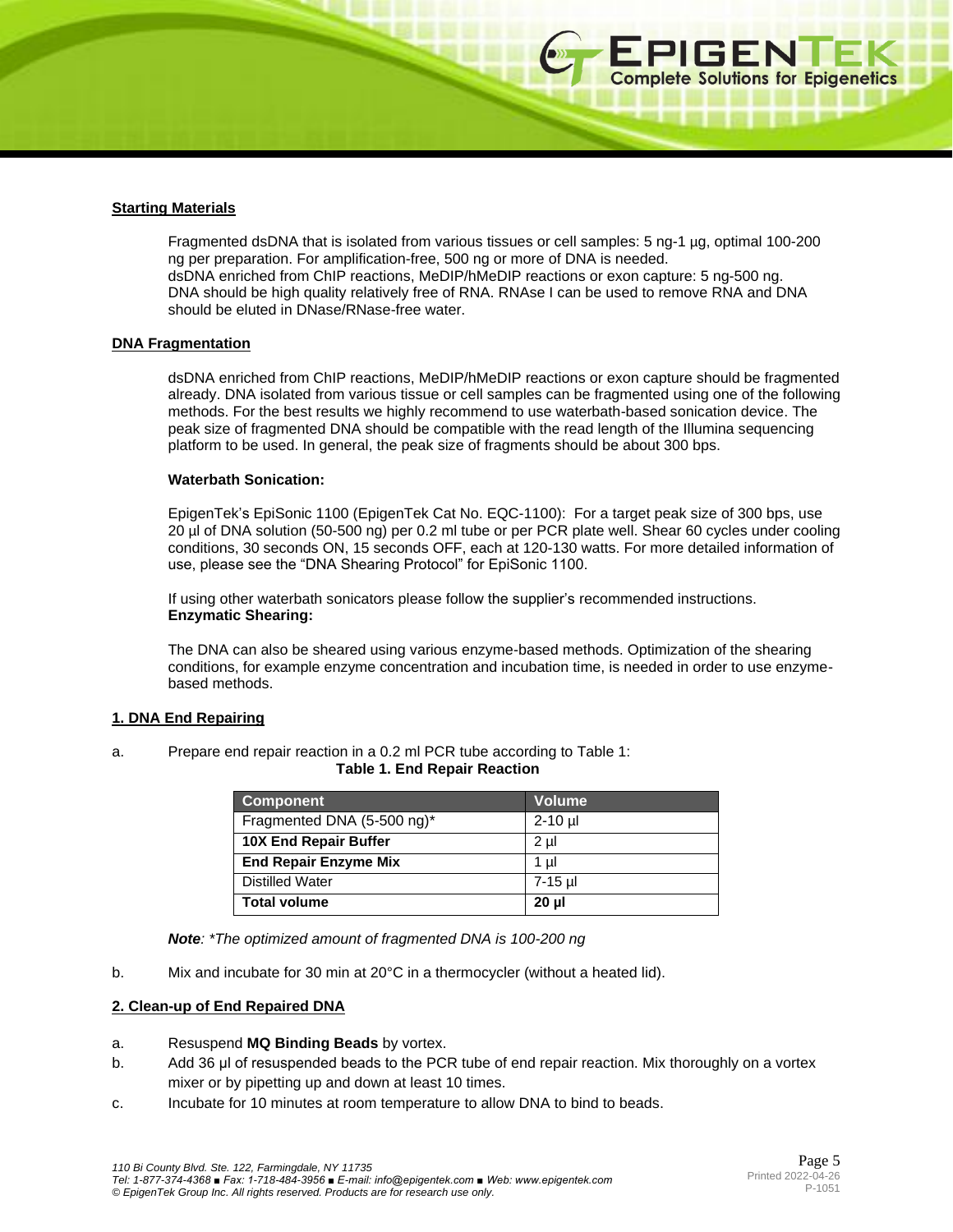## Starting Materials

Fragmented dsDNA that is isolated from various tissues or cell samples: 5 ng-1 µg, optimal 100-200 ng per preparation. For amplification-free, 500 ng or more of DNA is needed.
dsDNA enriched from ChIP reactions, MeDIP/hMeDIP reactions or exon capture: 5 ng-500 ng.
DNA should be high quality relatively free of RNA. RNAse I can be used to remove RNA and DNA should be eluted in DNase/RNase-free water.

## DNA Fragmentation

dsDNA enriched from ChIP reactions, MeDIP/hMeDIP reactions or exon capture should be fragmented already. DNA isolated from various tissue or cell samples can be fragmented using one of the following methods. For the best results we highly recommend to use waterbath-based sonication device. The peak size of fragmented DNA should be compatible with the read length of the Illumina sequencing platform to be used. In general, the peak size of fragments should be about 300 bps.

**Waterbath Sonication:**

EpigenTek's EpiSonic 1100 (EpigenTek Cat No. EQC-1100): For a target peak size of 300 bps, use 20 µl of DNA solution (50-500 ng) per 0.2 ml tube or per PCR plate well. Shear 60 cycles under cooling conditions, 30 seconds ON, 15 seconds OFF, each at 120-130 watts. For more detailed information of use, please see the "DNA Shearing Protocol" for EpiSonic 1100.

If using other waterbath sonicators please follow the supplier's recommended instructions.

**Enzymatic Shearing:**

The DNA can also be sheared using various enzyme-based methods. Optimization of the shearing conditions, for example enzyme concentration and incubation time, is needed in order to use enzyme-based methods.

## 1. DNA End Repairing

a. Prepare end repair reaction in a 0.2 ml PCR tube according to Table 1:

**Table 1. End Repair Reaction**

| Component | Volume |
|---|---|
| Fragmented DNA (5-500 ng)* | 2-10 µl |
| **10X End Repair Buffer** | 2 µl |
| **End Repair Enzyme Mix** | 1 µl |
| Distilled Water | 7-15 µl |
| **Total volume** | **20 µl** |

***Note***: *\*The optimized amount of fragmented DNA is 100-200 ng*

b. Mix and incubate for 30 min at 20°C in a thermocycler (without a heated lid).

## 2. Clean-up of End Repaired DNA

a. Resuspend **MQ Binding Beads** by vortex.
b. Add 36 µl of resuspended beads to the PCR tube of end repair reaction. Mix thoroughly on a vortex mixer or by pipetting up and down at least 10 times.
c. Incubate for 10 minutes at room temperature to allow DNA to bind to beads.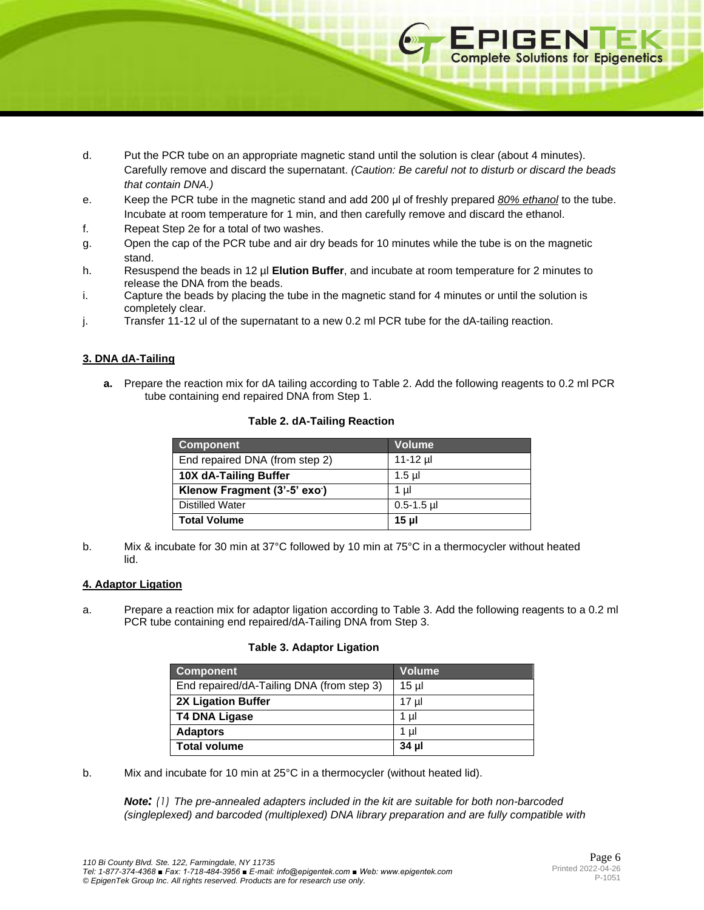d. Put the PCR tube on an appropriate magnetic stand until the solution is clear (about 4 minutes). Carefully remove and discard the supernatant. *(Caution: Be careful not to disturb or discard the beads that contain DNA.)*

e. Keep the PCR tube in the magnetic stand and add 200 µl of freshly prepared *80% ethanol* to the tube. Incubate at room temperature for 1 min, and then carefully remove and discard the ethanol.

f. Repeat Step 2e for a total of two washes.

g. Open the cap of the PCR tube and air dry beads for 10 minutes while the tube is on the magnetic stand.

h. Resuspend the beads in 12 µl **Elution Buffer**, and incubate at room temperature for 2 minutes to release the DNA from the beads.

i. Capture the beads by placing the tube in the magnetic stand for 4 minutes or until the solution is completely clear.

j. Transfer 11-12 ul of the supernatant to a new 0.2 ml PCR tube for the dA-tailing reaction.

## 3. DNA dA-Tailing

**a.** Prepare the reaction mix for dA tailing according to Table 2. Add the following reagents to 0.2 ml PCR tube containing end repaired DNA from Step 1.

**Table 2. dA-Tailing Reaction**

| Component | Volume |
|---|---|
| End repaired DNA (from step 2) | 11-12 µl |
| **10X dA-Tailing Buffer** | 1.5 µl |
| **Klenow Fragment (3'-5' exo$^{-}$)** | 1 µl |
| Distilled Water | 0.5-1.5 µl |
| **Total Volume** | **15 µl** |

b. Mix & incubate for 30 min at 37°C followed by 10 min at 75°C in a thermocycler without heated lid.

## 4. Adaptor Ligation

a. Prepare a reaction mix for adaptor ligation according to Table 3. Add the following reagents to a 0.2 ml PCR tube containing end repaired/dA-Tailing DNA from Step 3.

**Table 3. Adaptor Ligation**

| Component | Volume |
|---|---|
| End repaired/dA-Tailing DNA (from step 3) | 15 µl |
| **2X Ligation Buffer** | 17 µl |
| **T4 DNA Ligase** | 1 µl |
| **Adaptors** | 1 µl |
| **Total volume** | **34 µl** |

b. Mix and incubate for 10 min at 25°C in a thermocycler (without heated lid).

***Note:*** *(1) The pre-annealed adapters included in the kit are suitable for both non-barcoded (singleplexed) and barcoded (multiplexed) DNA library preparation and are fully compatible with*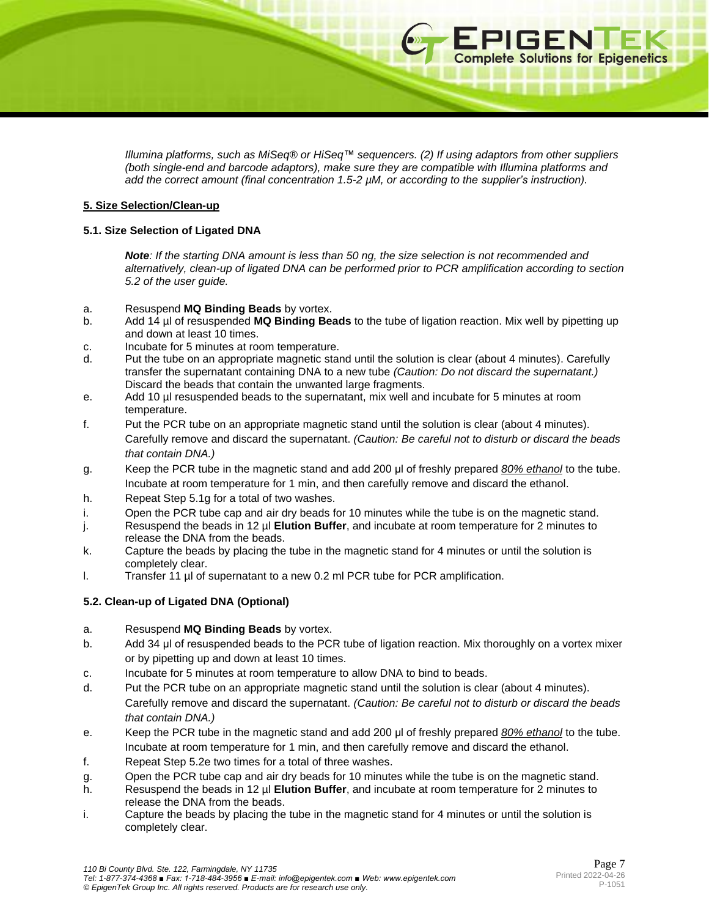*Illumina platforms, such as MiSeq® or HiSeq™ sequencers. (2) If using adaptors from other suppliers (both single-end and barcode adaptors), make sure they are compatible with Illumina platforms and add the correct amount (final concentration 1.5-2 µM, or according to the supplier's instruction).*

## 5. Size Selection/Clean-up

### 5.1. Size Selection of Ligated DNA

***Note**: If the starting DNA amount is less than 50 ng, the size selection is not recommended and alternatively, clean-up of ligated DNA can be performed prior to PCR amplification according to section 5.2 of the user guide.*

a. Resuspend **MQ Binding Beads** by vortex.
b. Add 14 µl of resuspended **MQ Binding Beads** to the tube of ligation reaction. Mix well by pipetting up and down at least 10 times.
c. Incubate for 5 minutes at room temperature.
d. Put the tube on an appropriate magnetic stand until the solution is clear (about 4 minutes). Carefully transfer the supernatant containing DNA to a new tube *(Caution: Do not discard the supernatant.)* Discard the beads that contain the unwanted large fragments.
e. Add 10 µl resuspended beads to the supernatant, mix well and incubate for 5 minutes at room temperature.
f. Put the PCR tube on an appropriate magnetic stand until the solution is clear (about 4 minutes). Carefully remove and discard the supernatant. *(Caution: Be careful not to disturb or discard the beads that contain DNA.)*
g. Keep the PCR tube in the magnetic stand and add 200 µl of freshly prepared *80% ethanol* to the tube. Incubate at room temperature for 1 min, and then carefully remove and discard the ethanol.
h. Repeat Step 5.1g for a total of two washes.
i. Open the PCR tube cap and air dry beads for 10 minutes while the tube is on the magnetic stand.
j. Resuspend the beads in 12 µl **Elution Buffer**, and incubate at room temperature for 2 minutes to release the DNA from the beads.
k. Capture the beads by placing the tube in the magnetic stand for 4 minutes or until the solution is completely clear.
l. Transfer 11 µl of supernatant to a new 0.2 ml PCR tube for PCR amplification.

### 5.2. Clean-up of Ligated DNA (Optional)

a. Resuspend **MQ Binding Beads** by vortex.
b. Add 34 µl of resuspended beads to the PCR tube of ligation reaction. Mix thoroughly on a vortex mixer or by pipetting up and down at least 10 times.
c. Incubate for 5 minutes at room temperature to allow DNA to bind to beads.
d. Put the PCR tube on an appropriate magnetic stand until the solution is clear (about 4 minutes). Carefully remove and discard the supernatant. *(Caution: Be careful not to disturb or discard the beads that contain DNA.)*
e. Keep the PCR tube in the magnetic stand and add 200 µl of freshly prepared *80% ethanol* to the tube. Incubate at room temperature for 1 min, and then carefully remove and discard the ethanol.
f. Repeat Step 5.2e two times for a total of three washes.
g. Open the PCR tube cap and air dry beads for 10 minutes while the tube is on the magnetic stand.
h. Resuspend the beads in 12 µl **Elution Buffer**, and incubate at room temperature for 2 minutes to release the DNA from the beads.
i. Capture the beads by placing the tube in the magnetic stand for 4 minutes or until the solution is completely clear.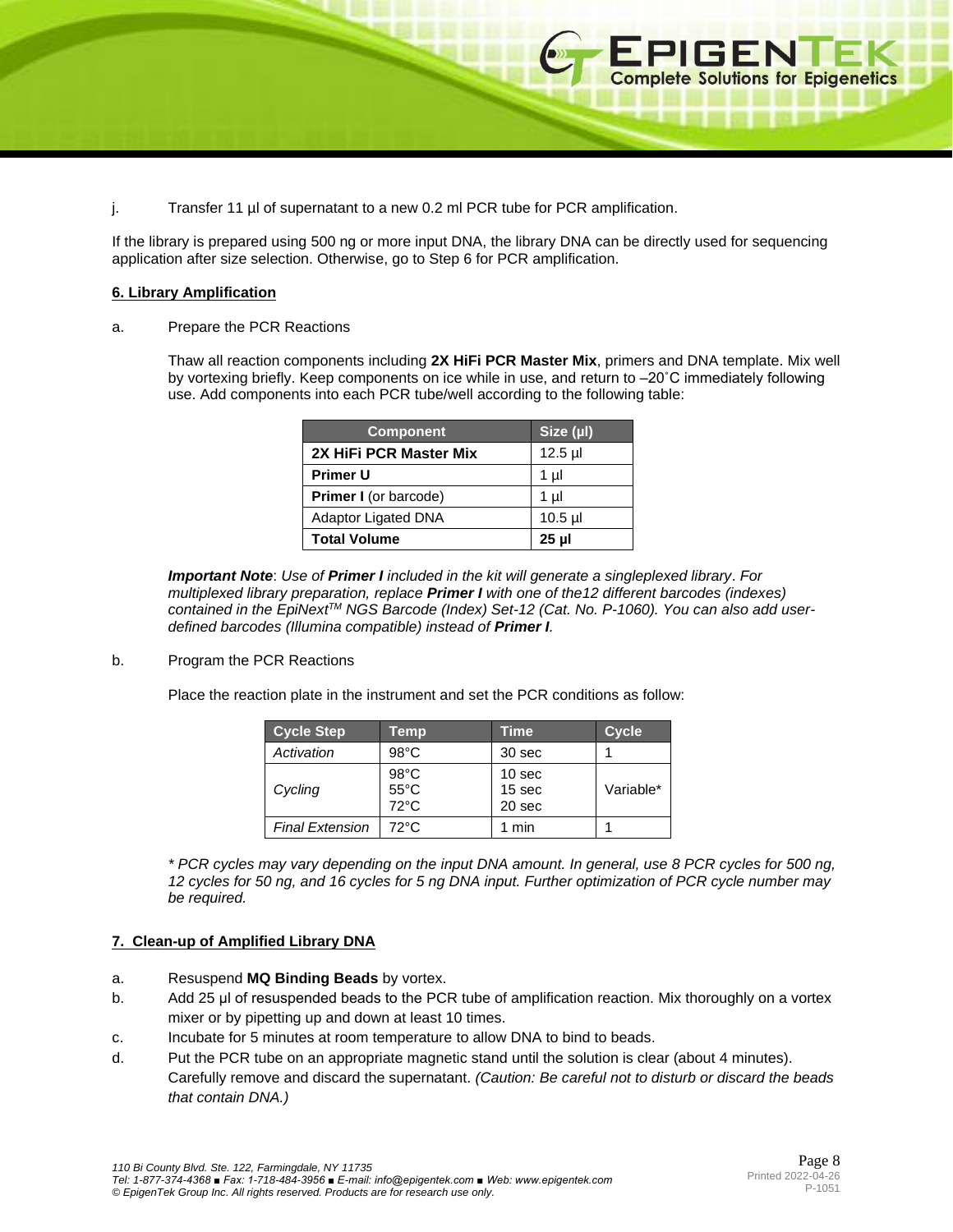j. Transfer 11 µl of supernatant to a new 0.2 ml PCR tube for PCR amplification.

If the library is prepared using 500 ng or more input DNA, the library DNA can be directly used for sequencing application after size selection. Otherwise, go to Step 6 for PCR amplification.

**6. Library Amplification**

a. Prepare the PCR Reactions

Thaw all reaction components including **2X HiFi PCR Master Mix**, primers and DNA template. Mix well by vortexing briefly. Keep components on ice while in use, and return to –20˚C immediately following use. Add components into each PCR tube/well according to the following table:

| Component | Size (µl) |
|---|---|
| **2X HiFi PCR Master Mix** | 12.5 µl |
| **Primer U** | 1 µl |
| **Primer I** (or barcode) | 1 µl |
| Adaptor Ligated DNA | 10.5 µl |
| **Total Volume** | **25 µl** |

***Important Note**: Use of **Primer I** included in the kit will generate a singleplexed library. For multiplexed library preparation, replace **Primer I** with one of the12 different barcodes (indexes) contained in the EpiNext™ NGS Barcode (Index) Set-12 (Cat. No. P-1060). You can also add user-defined barcodes (Illumina compatible) instead of **Primer I**.*

b. Program the PCR Reactions

Place the reaction plate in the instrument and set the PCR conditions as follow:

| Cycle Step | Temp | Time | Cycle |
|---|---|---|---|
| *Activation* | 98°C | 30 sec | 1 |
| *Cycling* | 98°C<br>55°C<br>72°C | 10 sec<br>15 sec<br>20 sec | Variable* |
| *Final Extension* | 72°C | 1 min | 1 |

*\* PCR cycles may vary depending on the input DNA amount. In general, use 8 PCR cycles for 500 ng, 12 cycles for 50 ng, and 16 cycles for 5 ng DNA input. Further optimization of PCR cycle number may be required.*

**7. Clean-up of Amplified Library DNA**

a. Resuspend **MQ Binding Beads** by vortex.

b. Add 25 µl of resuspended beads to the PCR tube of amplification reaction. Mix thoroughly on a vortex mixer or by pipetting up and down at least 10 times.

c. Incubate for 5 minutes at room temperature to allow DNA to bind to beads.

d. Put the PCR tube on an appropriate magnetic stand until the solution is clear (about 4 minutes). Carefully remove and discard the supernatant. *(Caution: Be careful not to disturb or discard the beads that contain DNA.)*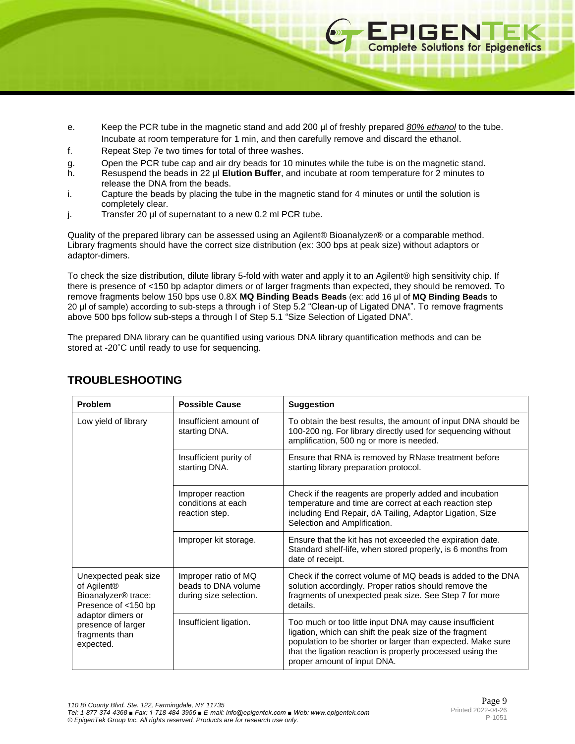e. Keep the PCR tube in the magnetic stand and add 200 µl of freshly prepared *80% ethanol* to the tube. Incubate at room temperature for 1 min, and then carefully remove and discard the ethanol.

f. Repeat Step 7e two times for total of three washes.

g. Open the PCR tube cap and air dry beads for 10 minutes while the tube is on the magnetic stand.

h. Resuspend the beads in 22 µl **Elution Buffer**, and incubate at room temperature for 2 minutes to release the DNA from the beads.

i. Capture the beads by placing the tube in the magnetic stand for 4 minutes or until the solution is completely clear.

j. Transfer 20 µl of supernatant to a new 0.2 ml PCR tube.

Quality of the prepared library can be assessed using an Agilent® Bioanalyzer® or a comparable method. Library fragments should have the correct size distribution (ex: 300 bps at peak size) without adaptors or adaptor-dimers.

To check the size distribution, dilute library 5-fold with water and apply it to an Agilent® high sensitivity chip. If there is presence of <150 bp adaptor dimers or of larger fragments than expected, they should be removed. To remove fragments below 150 bps use 0.8X **MQ Binding Beads Beads** (ex: add 16 µl of **MQ Binding Beads** to 20 µl of sample) according to sub-steps a through i of Step 5.2 "Clean-up of Ligated DNA". To remove fragments above 500 bps follow sub-steps a through l of Step 5.1 "Size Selection of Ligated DNA".

The prepared DNA library can be quantified using various DNA library quantification methods and can be stored at -20˚C until ready to use for sequencing.

## TROUBLESHOOTING

| Problem | Possible Cause | Suggestion |
|---|---|---|
| Low yield of library | Insufficient amount of starting DNA. | To obtain the best results, the amount of input DNA should be 100-200 ng. For library directly used for sequencing without amplification, 500 ng or more is needed. |
| | Insufficient purity of starting DNA. | Ensure that RNA is removed by RNase treatment before starting library preparation protocol. |
| | Improper reaction conditions at each reaction step. | Check if the reagents are properly added and incubation temperature and time are correct at each reaction step including End Repair, dA Tailing, Adaptor Ligation, Size Selection and Amplification. |
| | Improper kit storage. | Ensure that the kit has not exceeded the expiration date. Standard shelf-life, when stored properly, is 6 months from date of receipt. |
| Unexpected peak size of Agilent® Bioanalyzer® trace: Presence of <150 bp adaptor dimers or presence of larger fragments than expected. | Improper ratio of MQ beads to DNA volume during size selection. | Check if the correct volume of MQ beads is added to the DNA solution accordingly. Proper ratios should remove the fragments of unexpected peak size. See Step 7 for more details. |
| | Insufficient ligation. | Too much or too little input DNA may cause insufficient ligation, which can shift the peak size of the fragment population to be shorter or larger than expected. Make sure that the ligation reaction is properly processed using the proper amount of input DNA. |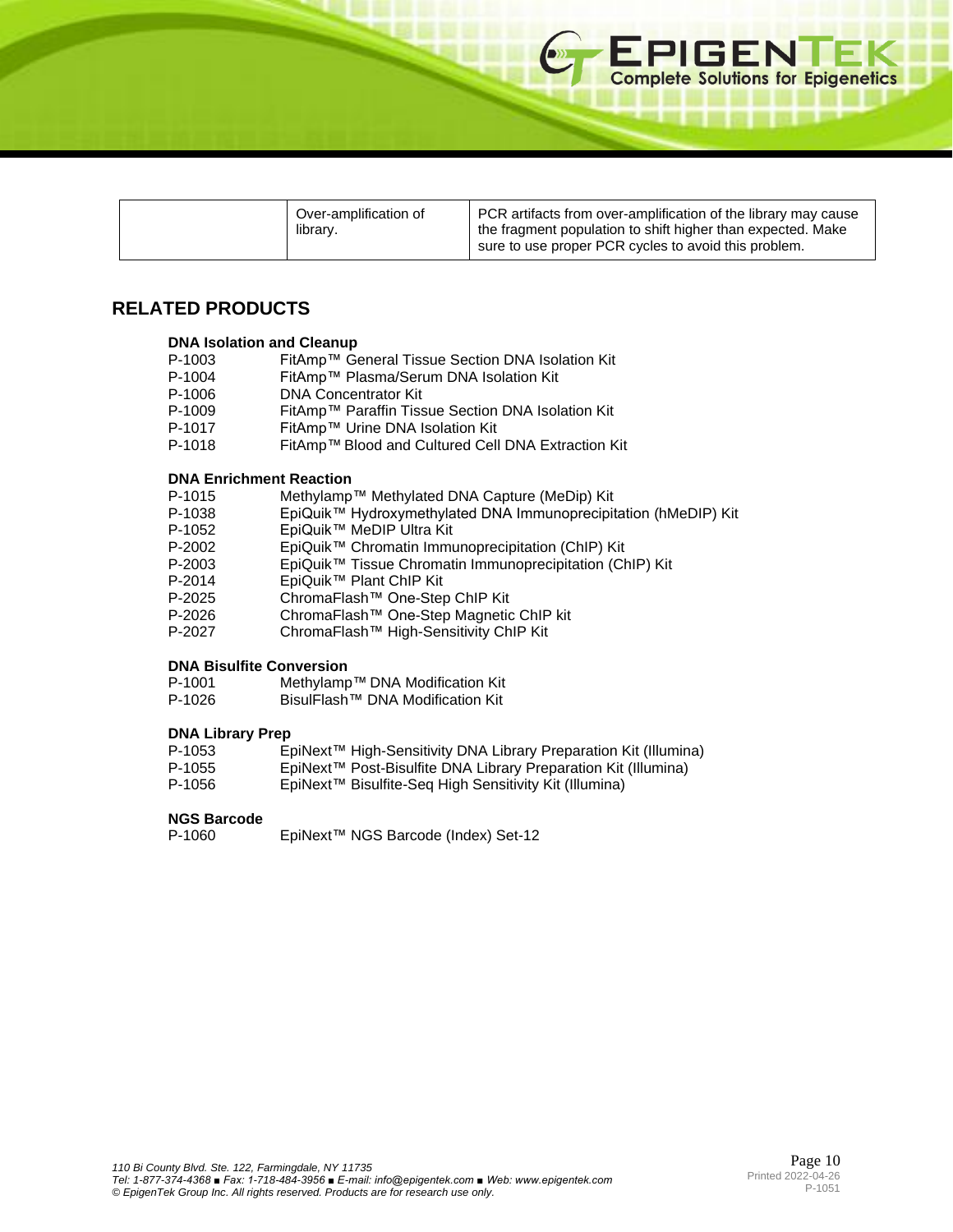| | | |
|---|---|---|
| | Over-amplification of library. | PCR artifacts from over-amplification of the library may cause the fragment population to shift higher than expected. Make sure to use proper PCR cycles to avoid this problem. |

## RELATED PRODUCTS

**DNA Isolation and Cleanup**

P-1003 FitAmp™ General Tissue Section DNA Isolation Kit
P-1004 FitAmp™ Plasma/Serum DNA Isolation Kit
P-1006 DNA Concentrator Kit
P-1009 FitAmp™ Paraffin Tissue Section DNA Isolation Kit
P-1017 FitAmp™ Urine DNA Isolation Kit
P-1018 FitAmp™ Blood and Cultured Cell DNA Extraction Kit

**DNA Enrichment Reaction**

P-1015 Methylamp™ Methylated DNA Capture (MeDip) Kit
P-1038 EpiQuik™ Hydroxymethylated DNA Immunoprecipitation (hMeDIP) Kit
P-1052 EpiQuik™ MeDIP Ultra Kit
P-2002 EpiQuik™ Chromatin Immunoprecipitation (ChIP) Kit
P-2003 EpiQuik™ Tissue Chromatin Immunoprecipitation (ChIP) Kit
P-2014 EpiQuik™ Plant ChIP Kit
P-2025 ChromaFlash™ One-Step ChIP Kit
P-2026 ChromaFlash™ One-Step Magnetic ChIP kit
P-2027 ChromaFlash™ High-Sensitivity ChIP Kit

**DNA Bisulfite Conversion**

P-1001 Methylamp™ DNA Modification Kit
P-1026 BisulFlash™ DNA Modification Kit

**DNA Library Prep**

P-1053 EpiNext™ High-Sensitivity DNA Library Preparation Kit (Illumina)
P-1055 EpiNext™ Post-Bisulfite DNA Library Preparation Kit (Illumina)
P-1056 EpiNext™ Bisulfite-Seq High Sensitivity Kit (Illumina)

**NGS Barcode**

P-1060 EpiNext™ NGS Barcode (Index) Set-12